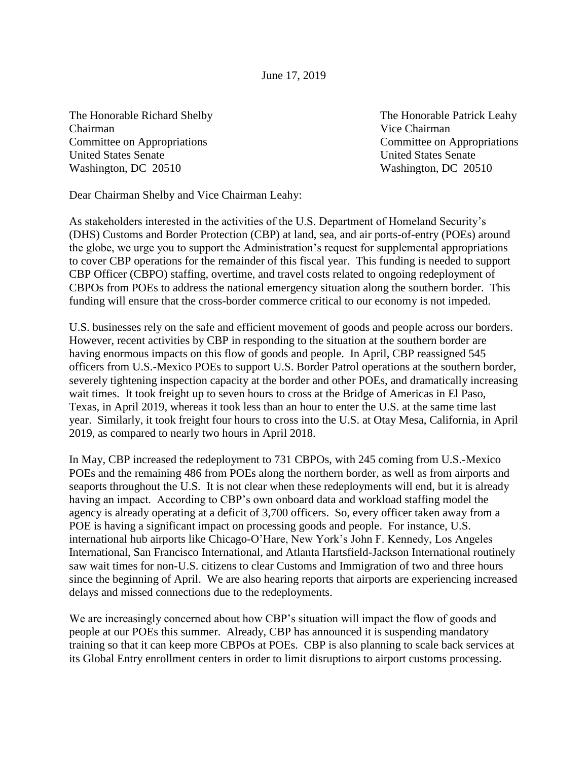June 17, 2019

The Honorable Richard Shelby
Chairman
Committee on Appropriations
United States Senate
Washington, DC 20510

The Honorable Patrick Leahy
Vice Chairman
Committee on Appropriations
United States Senate
Washington, DC 20510

Dear Chairman Shelby and Vice Chairman Leahy:

As stakeholders interested in the activities of the U.S. Department of Homeland Security's (DHS) Customs and Border Protection (CBP) at land, sea, and air ports-of-entry (POEs) around the globe, we urge you to support the Administration's request for supplemental appropriations to cover CBP operations for the remainder of this fiscal year. This funding is needed to support CBP Officer (CBPO) staffing, overtime, and travel costs related to ongoing redeployment of CBPOs from POEs to address the national emergency situation along the southern border. This funding will ensure that the cross-border commerce critical to our economy is not impeded.

U.S. businesses rely on the safe and efficient movement of goods and people across our borders. However, recent activities by CBP in responding to the situation at the southern border are having enormous impacts on this flow of goods and people. In April, CBP reassigned 545 officers from U.S.-Mexico POEs to support U.S. Border Patrol operations at the southern border, severely tightening inspection capacity at the border and other POEs, and dramatically increasing wait times. It took freight up to seven hours to cross at the Bridge of Americas in El Paso, Texas, in April 2019, whereas it took less than an hour to enter the U.S. at the same time last year. Similarly, it took freight four hours to cross into the U.S. at Otay Mesa, California, in April 2019, as compared to nearly two hours in April 2018.

In May, CBP increased the redeployment to 731 CBPOs, with 245 coming from U.S.-Mexico POEs and the remaining 486 from POEs along the northern border, as well as from airports and seaports throughout the U.S. It is not clear when these redeployments will end, but it is already having an impact. According to CBP's own onboard data and workload staffing model the agency is already operating at a deficit of 3,700 officers. So, every officer taken away from a POE is having a significant impact on processing goods and people. For instance, U.S. international hub airports like Chicago-O'Hare, New York's John F. Kennedy, Los Angeles International, San Francisco International, and Atlanta Hartsfield-Jackson International routinely saw wait times for non-U.S. citizens to clear Customs and Immigration of two and three hours since the beginning of April. We are also hearing reports that airports are experiencing increased delays and missed connections due to the redeployments.

We are increasingly concerned about how CBP's situation will impact the flow of goods and people at our POEs this summer. Already, CBP has announced it is suspending mandatory training so that it can keep more CBPOs at POEs. CBP is also planning to scale back services at its Global Entry enrollment centers in order to limit disruptions to airport customs processing.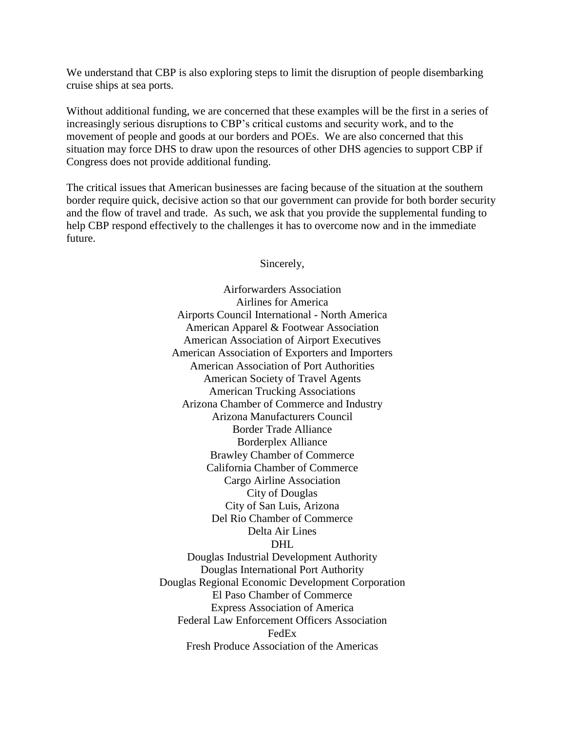We understand that CBP is also exploring steps to limit the disruption of people disembarking cruise ships at sea ports.

Without additional funding, we are concerned that these examples will be the first in a series of increasingly serious disruptions to CBP's critical customs and security work, and to the movement of people and goods at our borders and POEs. We are also concerned that this situation may force DHS to draw upon the resources of other DHS agencies to support CBP if Congress does not provide additional funding.

The critical issues that American businesses are facing because of the situation at the southern border require quick, decisive action so that our government can provide for both border security and the flow of travel and trade. As such, we ask that you provide the supplemental funding to help CBP respond effectively to the challenges it has to overcome now and in the immediate future.

Sincerely,

Airforwarders Association
Airlines for America
Airports Council International - North America
American Apparel & Footwear Association
American Association of Airport Executives
American Association of Exporters and Importers
American Association of Port Authorities
American Society of Travel Agents
American Trucking Associations
Arizona Chamber of Commerce and Industry
Arizona Manufacturers Council
Border Trade Alliance
Borderplex Alliance
Brawley Chamber of Commerce
California Chamber of Commerce
Cargo Airline Association
City of Douglas
City of San Luis, Arizona
Del Rio Chamber of Commerce
Delta Air Lines
DHL
Douglas Industrial Development Authority
Douglas International Port Authority
Douglas Regional Economic Development Corporation
El Paso Chamber of Commerce
Express Association of America
Federal Law Enforcement Officers Association
FedEx
Fresh Produce Association of the Americas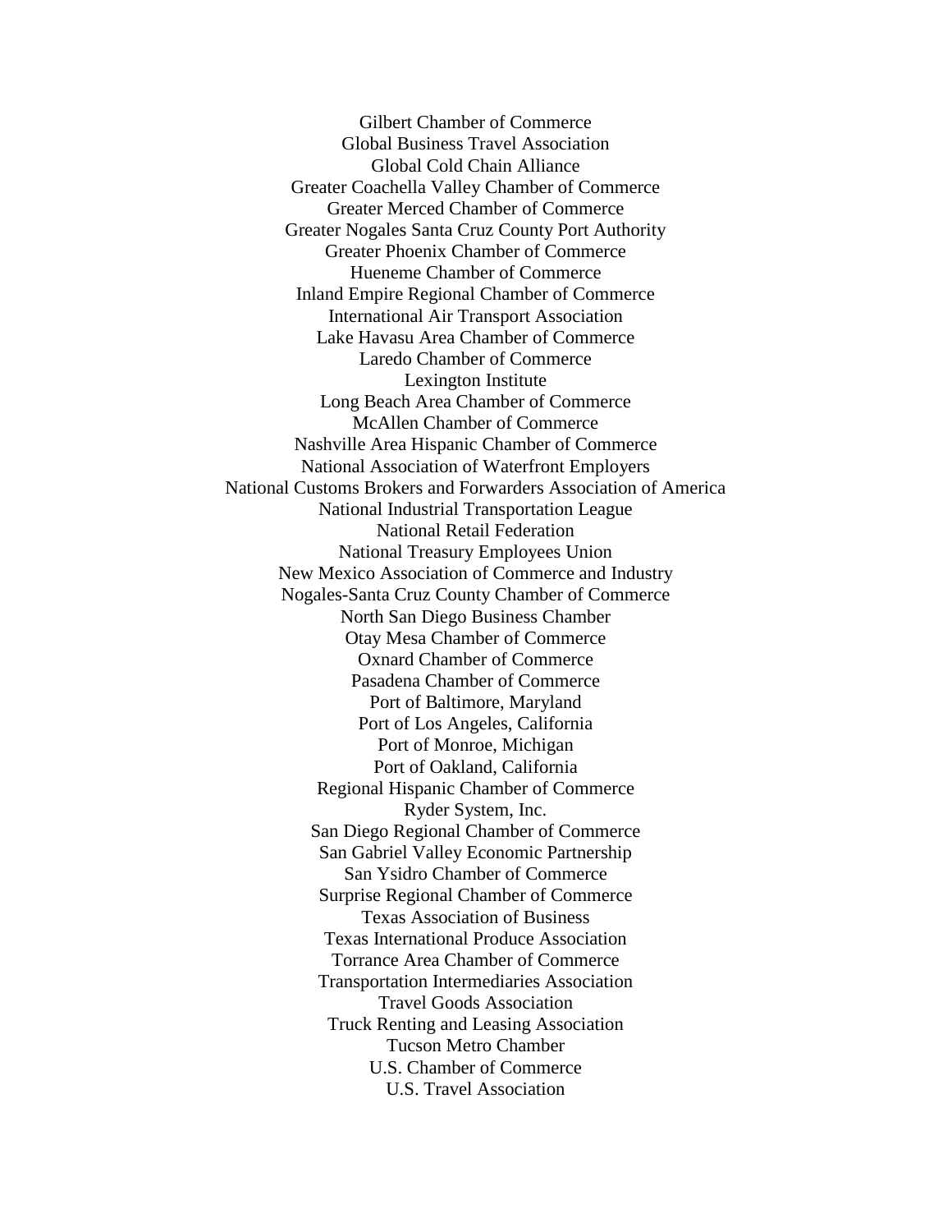Gilbert Chamber of Commerce
Global Business Travel Association
Global Cold Chain Alliance
Greater Coachella Valley Chamber of Commerce
Greater Merced Chamber of Commerce
Greater Nogales Santa Cruz County Port Authority
Greater Phoenix Chamber of Commerce
Hueneme Chamber of Commerce
Inland Empire Regional Chamber of Commerce
International Air Transport Association
Lake Havasu Area Chamber of Commerce
Laredo Chamber of Commerce
Lexington Institute
Long Beach Area Chamber of Commerce
McAllen Chamber of Commerce
Nashville Area Hispanic Chamber of Commerce
National Association of Waterfront Employers
National Customs Brokers and Forwarders Association of America
National Industrial Transportation League
National Retail Federation
National Treasury Employees Union
New Mexico Association of Commerce and Industry
Nogales-Santa Cruz County Chamber of Commerce
North San Diego Business Chamber
Otay Mesa Chamber of Commerce
Oxnard Chamber of Commerce
Pasadena Chamber of Commerce
Port of Baltimore, Maryland
Port of Los Angeles, California
Port of Monroe, Michigan
Port of Oakland, California
Regional Hispanic Chamber of Commerce
Ryder System, Inc.
San Diego Regional Chamber of Commerce
San Gabriel Valley Economic Partnership
San Ysidro Chamber of Commerce
Surprise Regional Chamber of Commerce
Texas Association of Business
Texas International Produce Association
Torrance Area Chamber of Commerce
Transportation Intermediaries Association
Travel Goods Association
Truck Renting and Leasing Association
Tucson Metro Chamber
U.S. Chamber of Commerce
U.S. Travel Association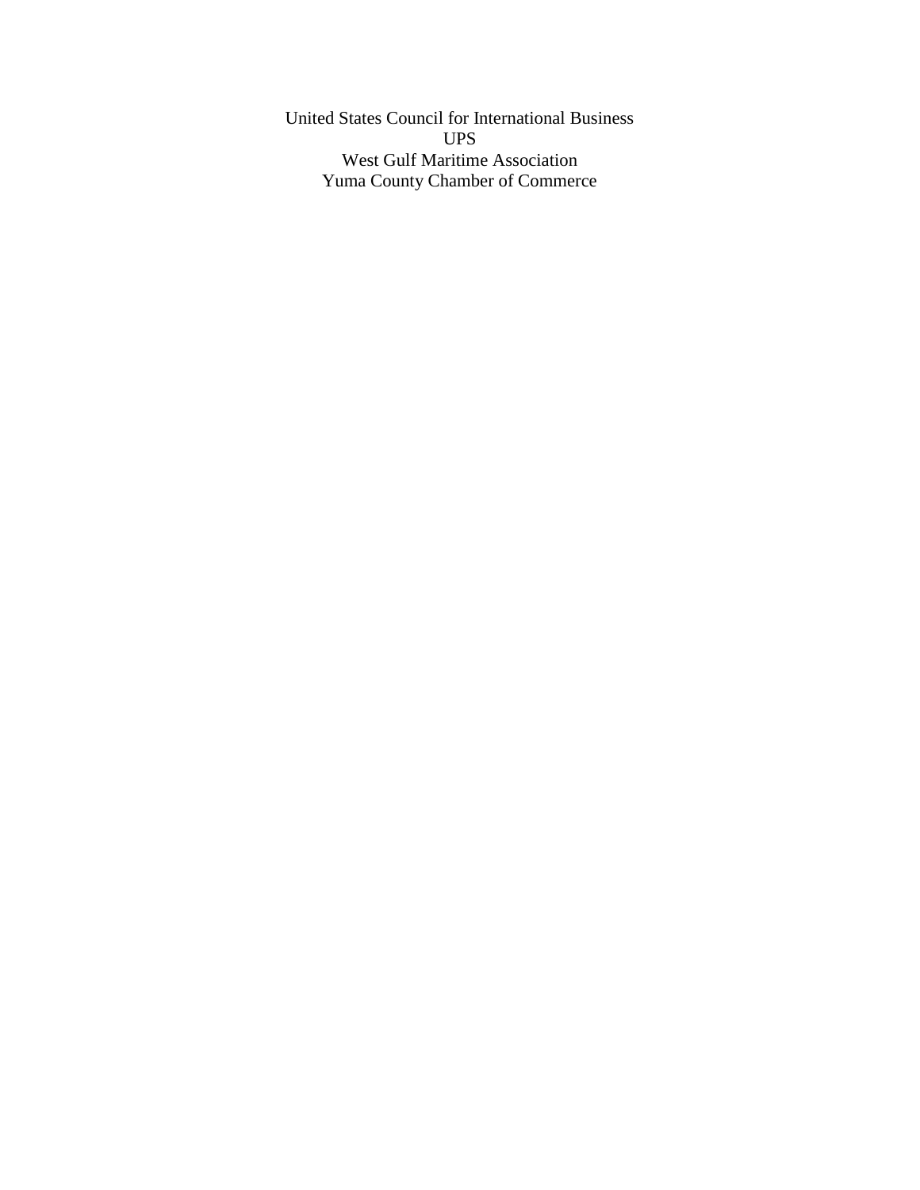United States Council for International Business
UPS
West Gulf Maritime Association
Yuma County Chamber of Commerce